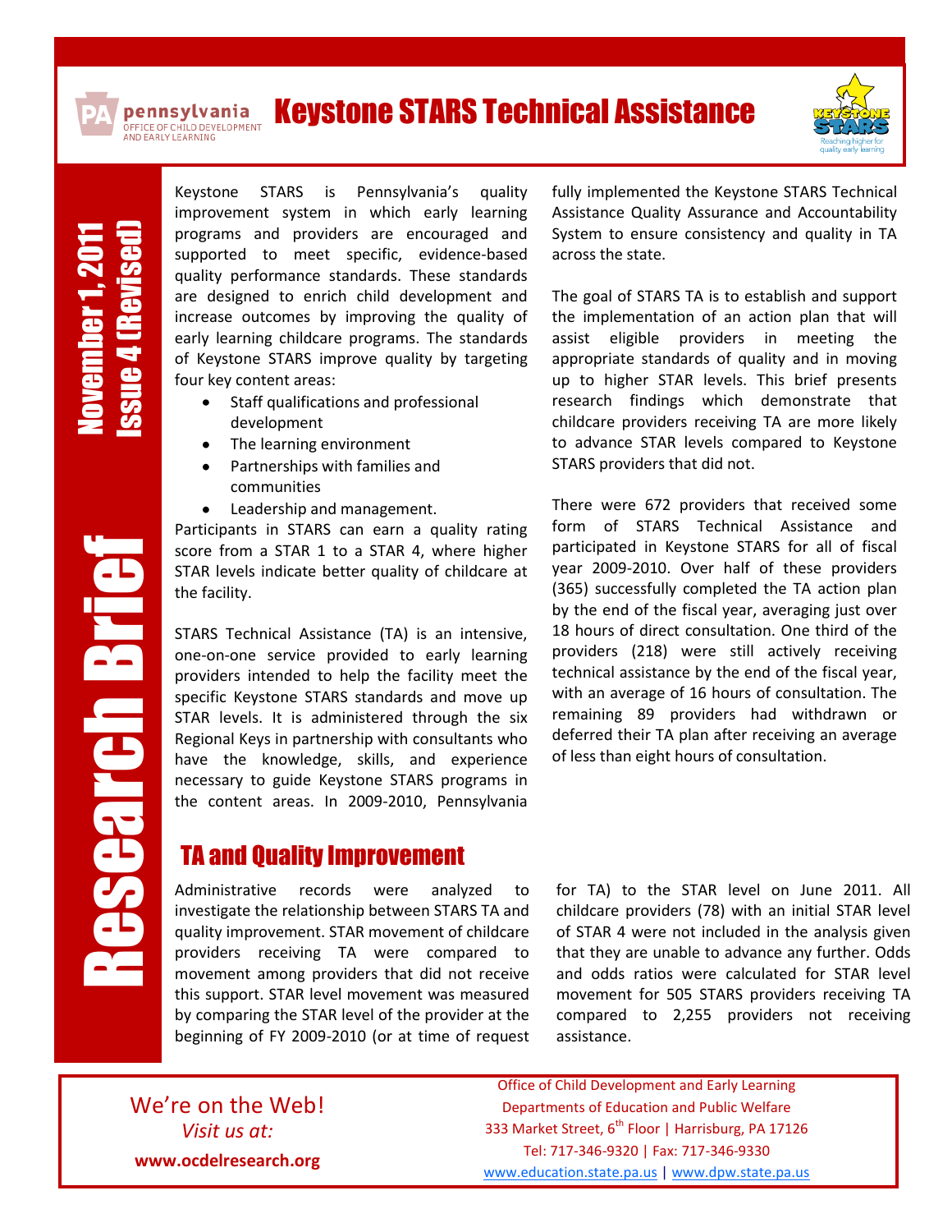# Keystone STARS Technical Assistance

pennsylvania
OFFICE OF CHILD DEVELOPMENT AND EARLY LEARNING

**Research Brief**

**November 1, 2011**
**Issue 4 (Revised)**

Keystone STARS is Pennsylvania's quality improvement system in which early learning programs and providers are encouraged and supported to meet specific, evidence-based quality performance standards. These standards are designed to enrich child development and increase outcomes by improving the quality of early learning childcare programs. The standards of Keystone STARS improve quality by targeting four key content areas:

- Staff qualifications and professional development
- The learning environment
- Partnerships with families and communities
- Leadership and management.

Participants in STARS can earn a quality rating score from a STAR 1 to a STAR 4, where higher STAR levels indicate better quality of childcare at the facility.

STARS Technical Assistance (TA) is an intensive, one-on-one service provided to early learning providers intended to help the facility meet the specific Keystone STARS standards and move up STAR levels. It is administered through the six Regional Keys in partnership with consultants who have the knowledge, skills, and experience necessary to guide Keystone STARS programs in the content areas. In 2009-2010, Pennsylvania fully implemented the Keystone STARS Technical Assistance Quality Assurance and Accountability System to ensure consistency and quality in TA across the state.

The goal of STARS TA is to establish and support the implementation of an action plan that will assist eligible providers in meeting the appropriate standards of quality and in moving up to higher STAR levels. This brief presents research findings which demonstrate that childcare providers receiving TA are more likely to advance STAR levels compared to Keystone STARS providers that did not.

There were 672 providers that received some form of STARS Technical Assistance and participated in Keystone STARS for all of fiscal year 2009-2010. Over half of these providers (365) successfully completed the TA action plan by the end of the fiscal year, averaging just over 18 hours of direct consultation. One third of the providers (218) were still actively receiving technical assistance by the end of the fiscal year, with an average of 16 hours of consultation. The remaining 89 providers had withdrawn or deferred their TA plan after receiving an average of less than eight hours of consultation.

## TA and Quality Improvement

Administrative records were analyzed to investigate the relationship between STARS TA and quality improvement. STAR movement of childcare providers receiving TA were compared to movement among providers that did not receive this support. STAR level movement was measured by comparing the STAR level of the provider at the beginning of FY 2009-2010 (or at time of request for TA) to the STAR level on June 2011. All childcare providers (78) with an initial STAR level of STAR 4 were not included in the analysis given that they are unable to advance any further. Odds and odds ratios were calculated for STAR level movement for 505 STARS providers receiving TA compared to 2,255 providers not receiving assistance.

We're on the Web!
*Visit us at:*
**www.ocdelresearch.org**

Office of Child Development and Early Learning
Departments of Education and Public Welfare
333 Market Street, 6th Floor | Harrisburg, PA 17126
Tel: 717-346-9320 | Fax: 717-346-9330
www.education.state.pa.us | www.dpw.state.pa.us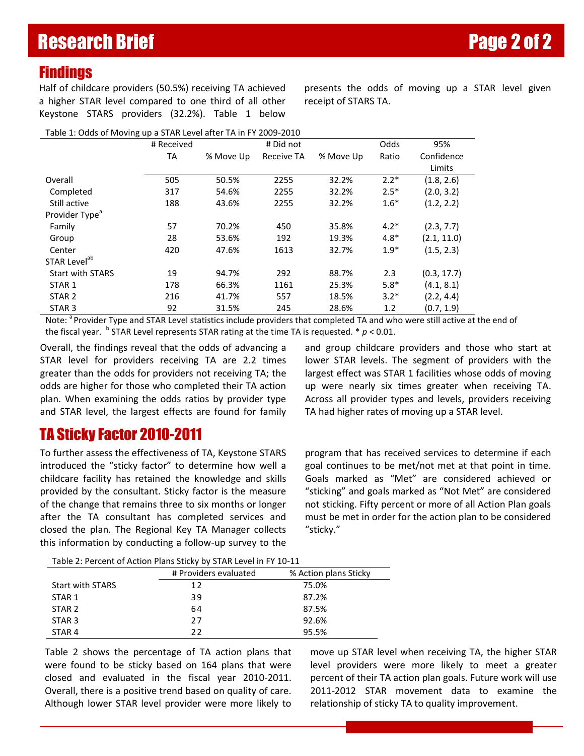## Findings

Half of childcare providers (50.5%) receiving TA achieved a higher STAR level compared to one third of all other Keystone STARS providers (32.2%). Table 1 below presents the odds of moving up a STAR level given receipt of STARS TA.

Table 1: Odds of Moving up a STAR Level after TA in FY 2009-2010

| | # Received TA | % Move Up | # Did not Receive TA | % Move Up | Odds Ratio | 95% Confidence Limits |
|---|---|---|---|---|---|---|
| Overall | 505 | 50.5% | 2255 | 32.2% | 2.2* | (1.8, 2.6) |
| Completed | 317 | 54.6% | 2255 | 32.2% | 2.5* | (2.0, 3.2) |
| Still active | 188 | 43.6% | 2255 | 32.2% | 1.6* | (1.2, 2.2) |
| Provider Type[a] | | | | | | |
| Family | 57 | 70.2% | 450 | 35.8% | 4.2* | (2.3, 7.7) |
| Group | 28 | 53.6% | 192 | 19.3% | 4.8* | (2.1, 11.0) |
| Center | 420 | 47.6% | 1613 | 32.7% | 1.9* | (1.5, 2.3) |
| STAR Level[ab] | | | | | | |
| Start with STARS | 19 | 94.7% | 292 | 88.7% | 2.3 | (0.3, 17.7) |
| STAR 1 | 178 | 66.3% | 1161 | 25.3% | 5.8* | (4.1, 8.1) |
| STAR 2 | 216 | 41.7% | 557 | 18.5% | 3.2* | (2.2, 4.4) |
| STAR 3 | 92 | 31.5% | 245 | 28.6% | 1.2 | (0.7, 1.9) |

Note: [a] Provider Type and STAR Level statistics include providers that completed TA and who were still active at the end of the fiscal year. [b] STAR Level represents STAR rating at the time TA is requested. * $p < 0.01$.

Overall, the findings reveal that the odds of advancing a STAR level for providers receiving TA are 2.2 times greater than the odds for providers not receiving TA; the odds are higher for those who completed their TA action plan. When examining the odds ratios by provider type and STAR level, the largest effects are found for family and group childcare providers and those who start at lower STAR levels. The segment of providers with the largest effect was STAR 1 facilities whose odds of moving up were nearly six times greater when receiving TA. Across all provider types and levels, providers receiving TA had higher rates of moving up a STAR level.

## TA Sticky Factor 2010-2011

To further assess the effectiveness of TA, Keystone STARS introduced the "sticky factor" to determine how well a childcare facility has retained the knowledge and skills provided by the consultant. Sticky factor is the measure of the change that remains three to six months or longer after the TA consultant has completed services and closed the plan. The Regional Key TA Manager collects this information by conducting a follow-up survey to the program that has received services to determine if each goal continues to be met/not met at that point in time. Goals marked as "Met" are considered achieved or "sticking" and goals marked as "Not Met" are considered not sticking. Fifty percent or more of all Action Plan goals must be met in order for the action plan to be considered "sticky."

Table 2: Percent of Action Plans Sticky by STAR Level in FY 10-11

| | # Providers evaluated | % Action plans Sticky |
|---|---|---|
| Start with STARS | 12 | 75.0% |
| STAR 1 | 39 | 87.2% |
| STAR 2 | 64 | 87.5% |
| STAR 3 | 27 | 92.6% |
| STAR 4 | 22 | 95.5% |

Table 2 shows the percentage of TA action plans that were found to be sticky based on 164 plans that were closed and evaluated in the fiscal year 2010-2011. Overall, there is a positive trend based on quality of care. Although lower STAR level provider were more likely to move up STAR level when receiving TA, the higher STAR level providers were more likely to meet a greater percent of their TA action plan goals. Future work will use 2011-2012 STAR movement data to examine the relationship of sticky TA to quality improvement.